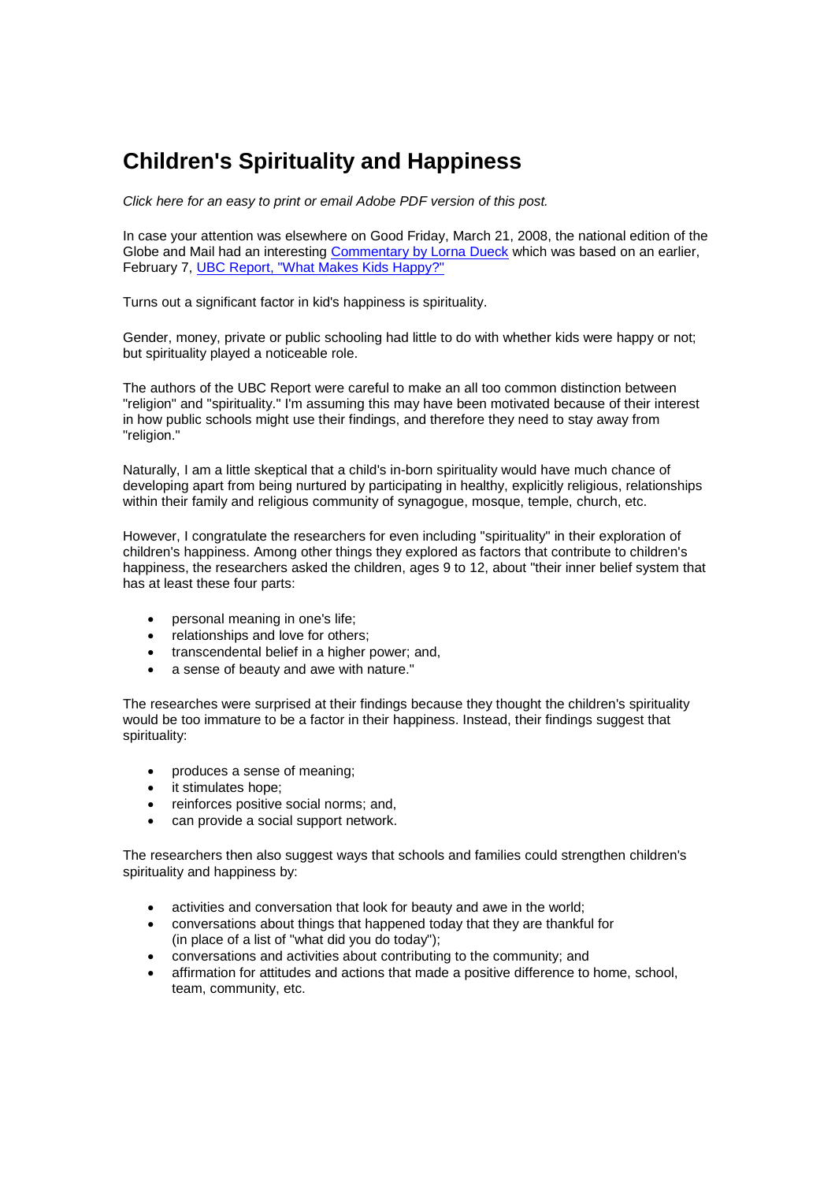# Children's Spirituality and Happiness

*Click here for an easy to print or email Adobe PDF version of this post.*

In case your attention was elsewhere on Good Friday, March 21, 2008, the national edition of the Globe and Mail had an interesting [Commentary by Lorna Dueck] which was based on an earlier, February 7, [UBC Report, "What Makes Kids Happy?"]

Turns out a significant factor in kid's happiness is spirituality.

Gender, money, private or public schooling had little to do with whether kids were happy or not; but spirituality played a noticeable role.

The authors of the UBC Report were careful to make an all too common distinction between "religion" and "spirituality." I'm assuming this may have been motivated because of their interest in how public schools might use their findings, and therefore they need to stay away from "religion."

Naturally, I am a little skeptical that a child's in-born spirituality would have much chance of developing apart from being nurtured by participating in healthy, explicitly religious, relationships within their family and religious community of synagogue, mosque, temple, church, etc.

However, I congratulate the researchers for even including "spirituality" in their exploration of children's happiness. Among other things they explored as factors that contribute to children's happiness, the researchers asked the children, ages 9 to 12, about "their inner belief system that has at least these four parts:

- personal meaning in one's life;
- relationships and love for others;
- transcendental belief in a higher power; and,
- a sense of beauty and awe with nature."

The researches were surprised at their findings because they thought the children's spirituality would be too immature to be a factor in their happiness. Instead, their findings suggest that spirituality:

- produces a sense of meaning;
- it stimulates hope;
- reinforces positive social norms; and,
- can provide a social support network.

The researchers then also suggest ways that schools and families could strengthen children's spirituality and happiness by:

- activities and conversation that look for beauty and awe in the world;
- conversations about things that happened today that they are thankful for (in place of a list of "what did you do today");
- conversations and activities about contributing to the community; and
- affirmation for attitudes and actions that made a positive difference to home, school, team, community, etc.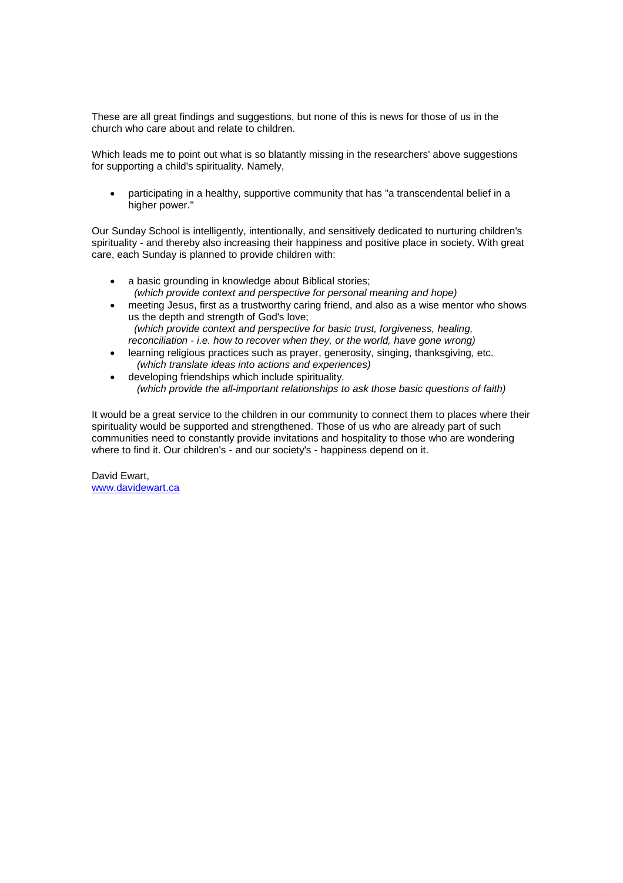These are all great findings and suggestions, but none of this is news for those of us in the church who care about and relate to children.

Which leads me to point out what is so blatantly missing in the researchers' above suggestions for supporting a child's spirituality. Namely,

- participating in a healthy, supportive community that has "a transcendental belief in a higher power."

Our Sunday School is intelligently, intentionally, and sensitively dedicated to nurturing children's spirituality - and thereby also increasing their happiness and positive place in society. With great care, each Sunday is planned to provide children with:

- a basic grounding in knowledge about Biblical stories;
  *(which provide context and perspective for personal meaning and hope)*
- meeting Jesus, first as a trustworthy caring friend, and also as a wise mentor who shows us the depth and strength of God's love;
  *(which provide context and perspective for basic trust, forgiveness, healing, reconciliation - i.e. how to recover when they, or the world, have gone wrong)*
- learning religious practices such as prayer, generosity, singing, thanksgiving, etc.
  *(which translate ideas into actions and experiences)*
- developing friendships which include spirituality.
  *(which provide the all-important relationships to ask those basic questions of faith)*

It would be a great service to the children in our community to connect them to places where their spirituality would be supported and strengthened. Those of us who are already part of such communities need to constantly provide invitations and hospitality to those who are wondering where to find it. Our children's - and our society's - happiness depend on it.

David Ewart,
[www.davidewart.ca](http://www.davidewart.ca)